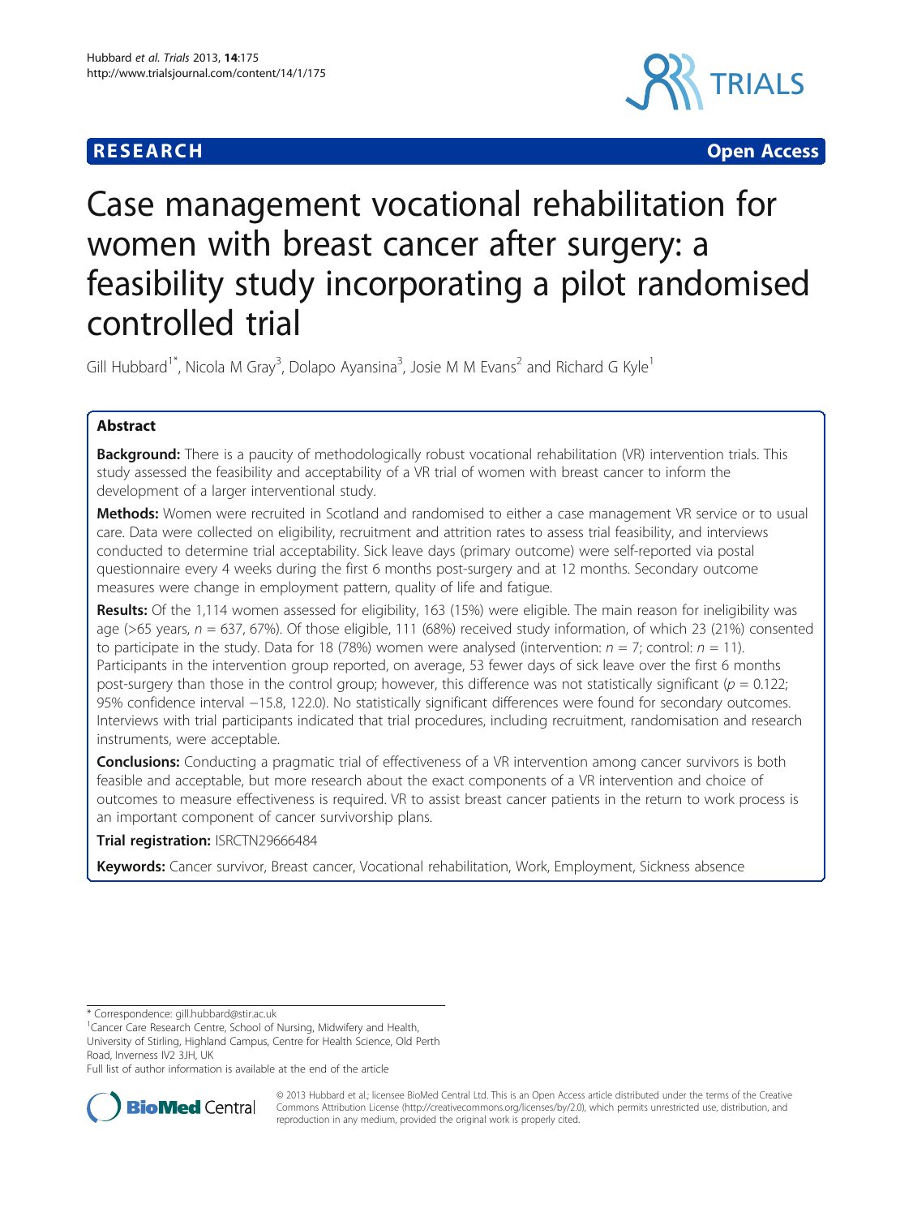RESEARCH Open Access

# Case management vocational rehabilitation for women with breast cancer after surgery: a feasibility study incorporating a pilot randomised controlled trial

Gill Hubbard[1*], Nicola M Gray[3], Dolapo Ayansina[3], Josie M M Evans[2] and Richard G Kyle[1]

## Abstract

**Background:** There is a paucity of methodologically robust vocational rehabilitation (VR) intervention trials. This study assessed the feasibility and acceptability of a VR trial of women with breast cancer to inform the development of a larger interventional study.

**Methods:** Women were recruited in Scotland and randomised to either a case management VR service or to usual care. Data were collected on eligibility, recruitment and attrition rates to assess trial feasibility, and interviews conducted to determine trial acceptability. Sick leave days (primary outcome) were self-reported via postal questionnaire every 4 weeks during the first 6 months post-surgery and at 12 months. Secondary outcome measures were change in employment pattern, quality of life and fatigue.

**Results:** Of the 1,114 women assessed for eligibility, 163 (15%) were eligible. The main reason for ineligibility was age (>65 years, $n$ = 637, 67%). Of those eligible, 111 (68%) received study information, of which 23 (21%) consented to participate in the study. Data for 18 (78%) women were analysed (intervention: $n = 7$; control: $n = 11$). Participants in the intervention group reported, on average, 53 fewer days of sick leave over the first 6 months post-surgery than those in the control group; however, this difference was not statistically significant ($p = 0.122$; 95% confidence interval −15.8, 122.0). No statistically significant differences were found for secondary outcomes. Interviews with trial participants indicated that trial procedures, including recruitment, randomisation and research instruments, were acceptable.

**Conclusions:** Conducting a pragmatic trial of effectiveness of a VR intervention among cancer survivors is both feasible and acceptable, but more research about the exact components of a VR intervention and choice of outcomes to measure effectiveness is required. VR to assist breast cancer patients in the return to work process is an important component of cancer survivorship plans.

**Trial registration:** ISRCTN29666484

**Keywords:** Cancer survivor, Breast cancer, Vocational rehabilitation, Work, Employment, Sickness absence

---

* Correspondence: gill.hubbard@stir.ac.uk
[1]Cancer Care Research Centre, School of Nursing, Midwifery and Health, University of Stirling, Highland Campus, Centre for Health Science, Old Perth Road, Inverness IV2 3JH, UK
Full list of author information is available at the end of the article

© 2013 Hubbard et al.; licensee BioMed Central Ltd. This is an Open Access article distributed under the terms of the Creative Commons Attribution License (http://creativecommons.org/licenses/by/2.0), which permits unrestricted use, distribution, and reproduction in any medium, provided the original work is properly cited.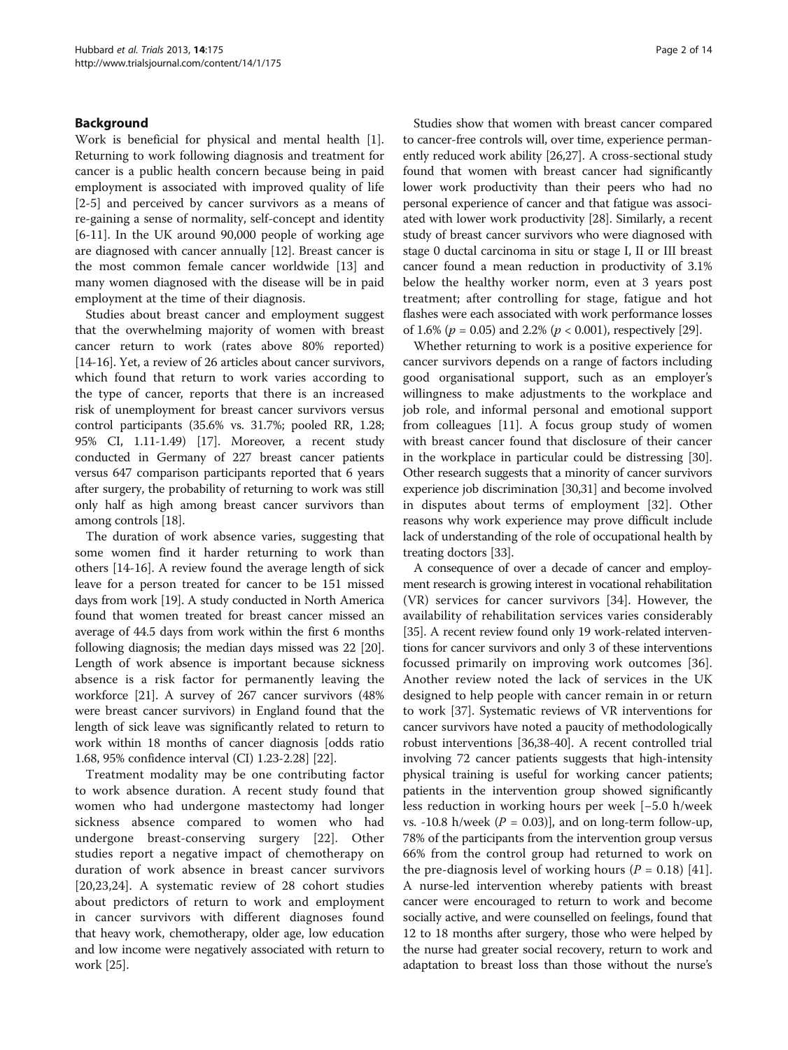## Background

Work is beneficial for physical and mental health [1]. Returning to work following diagnosis and treatment for cancer is a public health concern because being in paid employment is associated with improved quality of life [2-5] and perceived by cancer survivors as a means of re-gaining a sense of normality, self-concept and identity [6-11]. In the UK around 90,000 people of working age are diagnosed with cancer annually [12]. Breast cancer is the most common female cancer worldwide [13] and many women diagnosed with the disease will be in paid employment at the time of their diagnosis.

Studies about breast cancer and employment suggest that the overwhelming majority of women with breast cancer return to work (rates above 80% reported) [14-16]. Yet, a review of 26 articles about cancer survivors, which found that return to work varies according to the type of cancer, reports that there is an increased risk of unemployment for breast cancer survivors versus control participants (35.6% vs. 31.7%; pooled RR, 1.28; 95% CI, 1.11-1.49) [17]. Moreover, a recent study conducted in Germany of 227 breast cancer patients versus 647 comparison participants reported that 6 years after surgery, the probability of returning to work was still only half as high among breast cancer survivors than among controls [18].

The duration of work absence varies, suggesting that some women find it harder returning to work than others [14-16]. A review found the average length of sick leave for a person treated for cancer to be 151 missed days from work [19]. A study conducted in North America found that women treated for breast cancer missed an average of 44.5 days from work within the first 6 months following diagnosis; the median days missed was 22 [20]. Length of work absence is important because sickness absence is a risk factor for permanently leaving the workforce [21]. A survey of 267 cancer survivors (48% were breast cancer survivors) in England found that the length of sick leave was significantly related to return to work within 18 months of cancer diagnosis [odds ratio 1.68, 95% confidence interval (CI) 1.23-2.28] [22].

Treatment modality may be one contributing factor to work absence duration. A recent study found that women who had undergone mastectomy had longer sickness absence compared to women who had undergone breast-conserving surgery [22]. Other studies report a negative impact of chemotherapy on duration of work absence in breast cancer survivors [20,23,24]. A systematic review of 28 cohort studies about predictors of return to work and employment in cancer survivors with different diagnoses found that heavy work, chemotherapy, older age, low education and low income were negatively associated with return to work [25].

Studies show that women with breast cancer compared to cancer-free controls will, over time, experience permanently reduced work ability [26,27]. A cross-sectional study found that women with breast cancer had significantly lower work productivity than their peers who had no personal experience of cancer and that fatigue was associated with lower work productivity [28]. Similarly, a recent study of breast cancer survivors who were diagnosed with stage 0 ductal carcinoma in situ or stage I, II or III breast cancer found a mean reduction in productivity of 3.1% below the healthy worker norm, even at 3 years post treatment; after controlling for stage, fatigue and hot flashes were each associated with work performance losses of 1.6% ($p = 0.05$) and 2.2% ($p < 0.001$), respectively [29].

Whether returning to work is a positive experience for cancer survivors depends on a range of factors including good organisational support, such as an employer's willingness to make adjustments to the workplace and job role, and informal personal and emotional support from colleagues [11]. A focus group study of women with breast cancer found that disclosure of their cancer in the workplace in particular could be distressing [30]. Other research suggests that a minority of cancer survivors experience job discrimination [30,31] and become involved in disputes about terms of employment [32]. Other reasons why work experience may prove difficult include lack of understanding of the role of occupational health by treating doctors [33].

A consequence of over a decade of cancer and employment research is growing interest in vocational rehabilitation (VR) services for cancer survivors [34]. However, the availability of rehabilitation services varies considerably [35]. A recent review found only 19 work-related interventions for cancer survivors and only 3 of these interventions focussed primarily on improving work outcomes [36]. Another review noted the lack of services in the UK designed to help people with cancer remain in or return to work [37]. Systematic reviews of VR interventions for cancer survivors have noted a paucity of methodologically robust interventions [36,38-40]. A recent controlled trial involving 72 cancer patients suggests that high-intensity physical training is useful for working cancer patients; patients in the intervention group showed significantly less reduction in working hours per week [−5.0 h/week vs. -10.8 h/week ($P = 0.03$)], and on long-term follow-up, 78% of the participants from the intervention group versus 66% from the control group had returned to work on the pre-diagnosis level of working hours ($P = 0.18$) [41]. A nurse-led intervention whereby patients with breast cancer were encouraged to return to work and become socially active, and were counselled on feelings, found that 12 to 18 months after surgery, those who were helped by the nurse had greater social recovery, return to work and adaptation to breast loss than those without the nurse's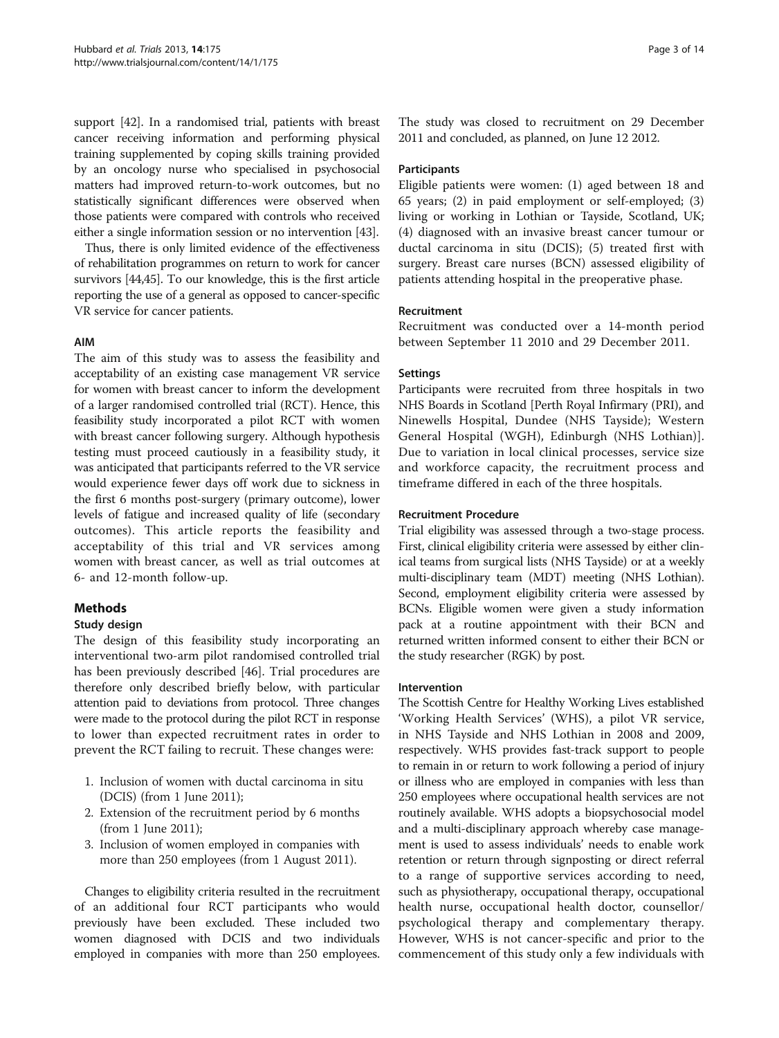support [42]. In a randomised trial, patients with breast cancer receiving information and performing physical training supplemented by coping skills training provided by an oncology nurse who specialised in psychosocial matters had improved return-to-work outcomes, but no statistically significant differences were observed when those patients were compared with controls who received either a single information session or no intervention [43].

Thus, there is only limited evidence of the effectiveness of rehabilitation programmes on return to work for cancer survivors [44,45]. To our knowledge, this is the first article reporting the use of a general as opposed to cancer-specific VR service for cancer patients.

### AIM

The aim of this study was to assess the feasibility and acceptability of an existing case management VR service for women with breast cancer to inform the development of a larger randomised controlled trial (RCT). Hence, this feasibility study incorporated a pilot RCT with women with breast cancer following surgery. Although hypothesis testing must proceed cautiously in a feasibility study, it was anticipated that participants referred to the VR service would experience fewer days off work due to sickness in the first 6 months post-surgery (primary outcome), lower levels of fatigue and increased quality of life (secondary outcomes). This article reports the feasibility and acceptability of this trial and VR services among women with breast cancer, as well as trial outcomes at 6- and 12-month follow-up.

## Methods

### Study design

The design of this feasibility study incorporating an interventional two-arm pilot randomised controlled trial has been previously described [46]. Trial procedures are therefore only described briefly below, with particular attention paid to deviations from protocol. Three changes were made to the protocol during the pilot RCT in response to lower than expected recruitment rates in order to prevent the RCT failing to recruit. These changes were:

1. Inclusion of women with ductal carcinoma in situ (DCIS) (from 1 June 2011);
2. Extension of the recruitment period by 6 months (from 1 June 2011);
3. Inclusion of women employed in companies with more than 250 employees (from 1 August 2011).

Changes to eligibility criteria resulted in the recruitment of an additional four RCT participants who would previously have been excluded. These included two women diagnosed with DCIS and two individuals employed in companies with more than 250 employees. The study was closed to recruitment on 29 December 2011 and concluded, as planned, on June 12 2012.

### Participants

Eligible patients were women: (1) aged between 18 and 65 years; (2) in paid employment or self-employed; (3) living or working in Lothian or Tayside, Scotland, UK; (4) diagnosed with an invasive breast cancer tumour or ductal carcinoma in situ (DCIS); (5) treated first with surgery. Breast care nurses (BCN) assessed eligibility of patients attending hospital in the preoperative phase.

### Recruitment

Recruitment was conducted over a 14-month period between September 11 2010 and 29 December 2011.

### Settings

Participants were recruited from three hospitals in two NHS Boards in Scotland [Perth Royal Infirmary (PRI), and Ninewells Hospital, Dundee (NHS Tayside); Western General Hospital (WGH), Edinburgh (NHS Lothian)]. Due to variation in local clinical processes, service size and workforce capacity, the recruitment process and timeframe differed in each of the three hospitals.

### Recruitment Procedure

Trial eligibility was assessed through a two-stage process. First, clinical eligibility criteria were assessed by either clinical teams from surgical lists (NHS Tayside) or at a weekly multi-disciplinary team (MDT) meeting (NHS Lothian). Second, employment eligibility criteria were assessed by BCNs. Eligible women were given a study information pack at a routine appointment with their BCN and returned written informed consent to either their BCN or the study researcher (RGK) by post.

### Intervention

The Scottish Centre for Healthy Working Lives established 'Working Health Services' (WHS), a pilot VR service, in NHS Tayside and NHS Lothian in 2008 and 2009, respectively. WHS provides fast-track support to people to remain in or return to work following a period of injury or illness who are employed in companies with less than 250 employees where occupational health services are not routinely available. WHS adopts a biopsychosocial model and a multi-disciplinary approach whereby case management is used to assess individuals' needs to enable work retention or return through signposting or direct referral to a range of supportive services according to need, such as physiotherapy, occupational therapy, occupational health nurse, occupational health doctor, counsellor/ psychological therapy and complementary therapy. However, WHS is not cancer-specific and prior to the commencement of this study only a few individuals with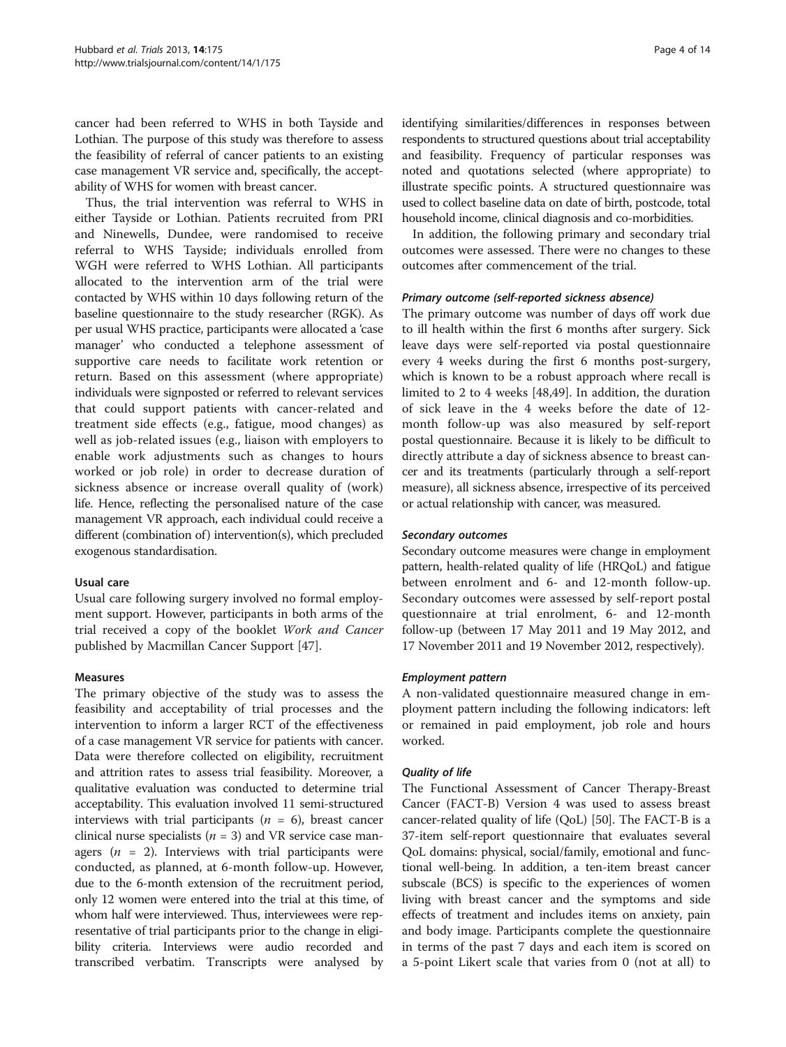cancer had been referred to WHS in both Tayside and Lothian. The purpose of this study was therefore to assess the feasibility of referral of cancer patients to an existing case management VR service and, specifically, the acceptability of WHS for women with breast cancer.

Thus, the trial intervention was referral to WHS in either Tayside or Lothian. Patients recruited from PRI and Ninewells, Dundee, were randomised to receive referral to WHS Tayside; individuals enrolled from WGH were referred to WHS Lothian. All participants allocated to the intervention arm of the trial were contacted by WHS within 10 days following return of the baseline questionnaire to the study researcher (RGK). As per usual WHS practice, participants were allocated a 'case manager' who conducted a telephone assessment of supportive care needs to facilitate work retention or return. Based on this assessment (where appropriate) individuals were signposted or referred to relevant services that could support patients with cancer-related and treatment side effects (e.g., fatigue, mood changes) as well as job-related issues (e.g., liaison with employers to enable work adjustments such as changes to hours worked or job role) in order to decrease duration of sickness absence or increase overall quality of (work) life. Hence, reflecting the personalised nature of the case management VR approach, each individual could receive a different (combination of) intervention(s), which precluded exogenous standardisation.

### Usual care

Usual care following surgery involved no formal employment support. However, participants in both arms of the trial received a copy of the booklet *Work and Cancer* published by Macmillan Cancer Support [47].

### Measures

The primary objective of the study was to assess the feasibility and acceptability of trial processes and the intervention to inform a larger RCT of the effectiveness of a case management VR service for patients with cancer. Data were therefore collected on eligibility, recruitment and attrition rates to assess trial feasibility. Moreover, a qualitative evaluation was conducted to determine trial acceptability. This evaluation involved 11 semi-structured interviews with trial participants ($n$ = 6), breast cancer clinical nurse specialists ($n$ = 3) and VR service case managers ($n$ = 2). Interviews with trial participants were conducted, as planned, at 6-month follow-up. However, due to the 6-month extension of the recruitment period, only 12 women were entered into the trial at this time, of whom half were interviewed. Thus, interviewees were representative of trial participants prior to the change in eligibility criteria. Interviews were audio recorded and transcribed verbatim. Transcripts were analysed by identifying similarities/differences in responses between respondents to structured questions about trial acceptability and feasibility. Frequency of particular responses was noted and quotations selected (where appropriate) to illustrate specific points. A structured questionnaire was used to collect baseline data on date of birth, postcode, total household income, clinical diagnosis and co-morbidities.

In addition, the following primary and secondary trial outcomes were assessed. There were no changes to these outcomes after commencement of the trial.

#### *Primary outcome (self-reported sickness absence)*

The primary outcome was number of days off work due to ill health within the first 6 months after surgery. Sick leave days were self-reported via postal questionnaire every 4 weeks during the first 6 months post-surgery, which is known to be a robust approach where recall is limited to 2 to 4 weeks [48,49]. In addition, the duration of sick leave in the 4 weeks before the date of 12-month follow-up was also measured by self-report postal questionnaire. Because it is likely to be difficult to directly attribute a day of sickness absence to breast cancer and its treatments (particularly through a self-report measure), all sickness absence, irrespective of its perceived or actual relationship with cancer, was measured.

#### *Secondary outcomes*

Secondary outcome measures were change in employment pattern, health-related quality of life (HRQoL) and fatigue between enrolment and 6- and 12-month follow-up. Secondary outcomes were assessed by self-report postal questionnaire at trial enrolment, 6- and 12-month follow-up (between 17 May 2011 and 19 May 2012, and 17 November 2011 and 19 November 2012, respectively).

#### *Employment pattern*

A non-validated questionnaire measured change in employment pattern including the following indicators: left or remained in paid employment, job role and hours worked.

#### *Quality of life*

The Functional Assessment of Cancer Therapy-Breast Cancer (FACT-B) Version 4 was used to assess breast cancer-related quality of life (QoL) [50]. The FACT-B is a 37-item self-report questionnaire that evaluates several QoL domains: physical, social/family, emotional and functional well-being. In addition, a ten-item breast cancer subscale (BCS) is specific to the experiences of women living with breast cancer and the symptoms and side effects of treatment and includes items on anxiety, pain and body image. Participants complete the questionnaire in terms of the past 7 days and each item is scored on a 5-point Likert scale that varies from 0 (not at all) to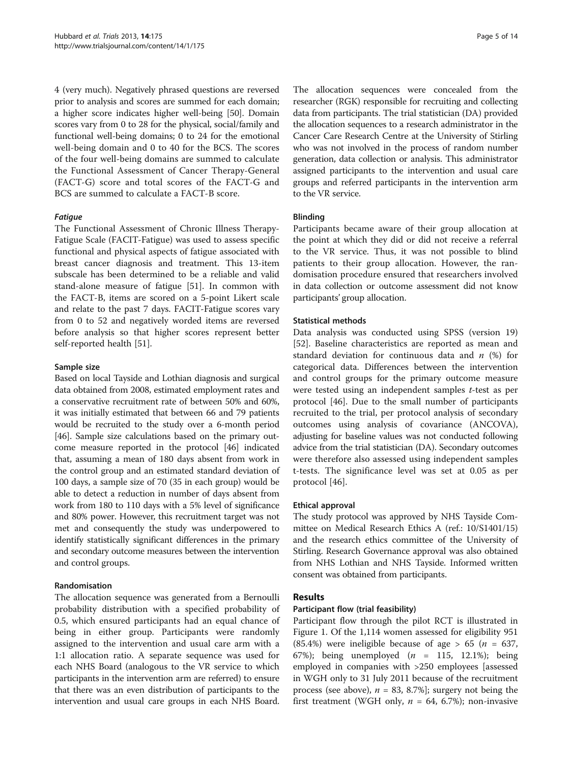4 (very much). Negatively phrased questions are reversed prior to analysis and scores are summed for each domain; a higher score indicates higher well-being [50]. Domain scores vary from 0 to 28 for the physical, social/family and functional well-being domains; 0 to 24 for the emotional well-being domain and 0 to 40 for the BCS. The scores of the four well-being domains are summed to calculate the Functional Assessment of Cancer Therapy-General (FACT-G) score and total scores of the FACT-G and BCS are summed to calculate a FACT-B score.

#### *Fatigue*

The Functional Assessment of Chronic Illness Therapy-Fatigue Scale (FACIT-Fatigue) was used to assess specific functional and physical aspects of fatigue associated with breast cancer diagnosis and treatment. This 13-item subscale has been determined to be a reliable and valid stand-alone measure of fatigue [51]. In common with the FACT-B, items are scored on a 5-point Likert scale and relate to the past 7 days. FACIT-Fatigue scores vary from 0 to 52 and negatively worded items are reversed before analysis so that higher scores represent better self-reported health [51].

### Sample size

Based on local Tayside and Lothian diagnosis and surgical data obtained from 2008, estimated employment rates and a conservative recruitment rate of between 50% and 60%, it was initially estimated that between 66 and 79 patients would be recruited to the study over a 6-month period [46]. Sample size calculations based on the primary outcome measure reported in the protocol [46] indicated that, assuming a mean of 180 days absent from work in the control group and an estimated standard deviation of 100 days, a sample size of 70 (35 in each group) would be able to detect a reduction in number of days absent from work from 180 to 110 days with a 5% level of significance and 80% power. However, this recruitment target was not met and consequently the study was underpowered to identify statistically significant differences in the primary and secondary outcome measures between the intervention and control groups.

### Randomisation

The allocation sequence was generated from a Bernoulli probability distribution with a specified probability of 0.5, which ensured participants had an equal chance of being in either group. Participants were randomly assigned to the intervention and usual care arm with a 1:1 allocation ratio. A separate sequence was used for each NHS Board (analogous to the VR service to which participants in the intervention arm are referred) to ensure that there was an even distribution of participants to the intervention and usual care groups in each NHS Board. The allocation sequences were concealed from the researcher (RGK) responsible for recruiting and collecting data from participants. The trial statistician (DA) provided the allocation sequences to a research administrator in the Cancer Care Research Centre at the University of Stirling who was not involved in the process of random number generation, data collection or analysis. This administrator assigned participants to the intervention and usual care groups and referred participants in the intervention arm to the VR service.

### Blinding

Participants became aware of their group allocation at the point at which they did or did not receive a referral to the VR service. Thus, it was not possible to blind patients to their group allocation. However, the randomisation procedure ensured that researchers involved in data collection or outcome assessment did not know participants' group allocation.

### Statistical methods

Data analysis was conducted using SPSS (version 19) [52]. Baseline characteristics are reported as mean and standard deviation for continuous data and *n* (%) for categorical data. Differences between the intervention and control groups for the primary outcome measure were tested using an independent samples *t*-test as per protocol [46]. Due to the small number of participants recruited to the trial, per protocol analysis of secondary outcomes using analysis of covariance (ANCOVA), adjusting for baseline values was not conducted following advice from the trial statistician (DA). Secondary outcomes were therefore also assessed using independent samples t-tests. The significance level was set at 0.05 as per protocol [46].

### Ethical approval

The study protocol was approved by NHS Tayside Committee on Medical Research Ethics A (ref.: 10/S1401/15) and the research ethics committee of the University of Stirling. Research Governance approval was also obtained from NHS Lothian and NHS Tayside. Informed written consent was obtained from participants.

## Results

### Participant flow (trial feasibility)

Participant flow through the pilot RCT is illustrated in Figure 1. Of the 1,114 women assessed for eligibility 951 (85.4%) were ineligible because of age > 65 (*n* = 637, 67%); being unemployed (*n* = 115, 12.1%); being employed in companies with >250 employees [assessed in WGH only to 31 July 2011 because of the recruitment process (see above), *n* = 83, 8.7%]; surgery not being the first treatment (WGH only, *n* = 64, 6.7%); non-invasive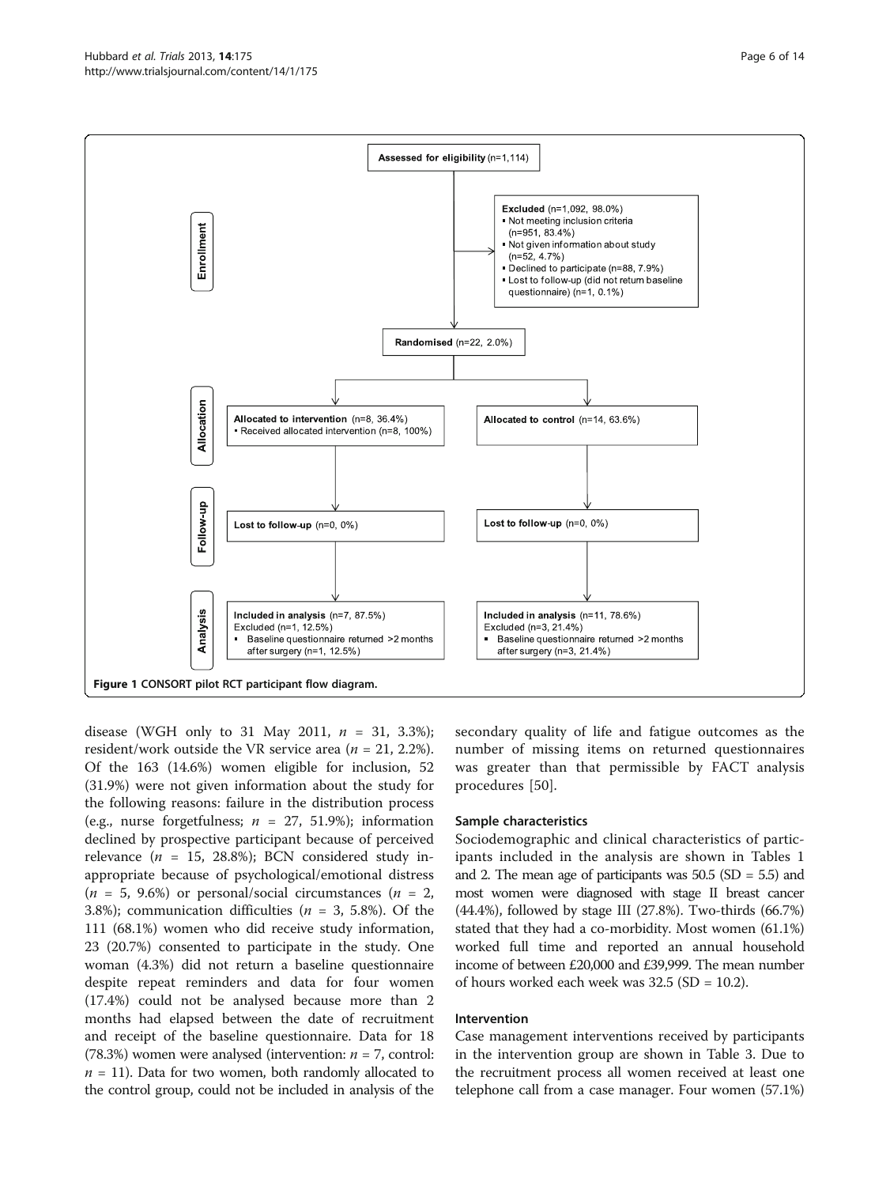Enrollment

**Assessed for eligibility** (n=1,114)

**Excluded** (n=1,092, 98.0%)
- Not meeting inclusion criteria (n=951, 83.4%)
- Not given information about study (n=52, 4.7%)
- Declined to participate (n=88, 7.9%)
- Lost to follow-up (did not return baseline questionnaire) (n=1, 0.1%)

**Randomised** (n=22, 2.0%)

Allocation

**Allocated to intervention** (n=8, 36.4%)
- Received allocated intervention (n=8, 100%)

**Allocated to control** (n=14, 63.6%)

Follow-up

**Lost to follow-up** (n=0, 0%)

**Lost to follow-up** (n=0, 0%)

Analysis

**Included in analysis** (n=7, 87.5%)
Excluded (n=1, 12.5%)
- Baseline questionnaire returned >2 months after surgery (n=1, 12.5%)

**Included in analysis** (n=11, 78.6%)
Excluded (n=3, 21.4%)
- Baseline questionnaire returned >2 months after surgery (n=3, 21.4%)

**Figure 1 CONSORT pilot RCT participant flow diagram.**

disease (WGH only to 31 May 2011, $n$ = 31, 3.3%); resident/work outside the VR service area ($n$ = 21, 2.2%). Of the 163 (14.6%) women eligible for inclusion, 52 (31.9%) were not given information about the study for the following reasons: failure in the distribution process (e.g., nurse forgetfulness; $n$ = 27, 51.9%); information declined by prospective participant because of perceived relevance ($n$ = 15, 28.8%); BCN considered study inappropriate because of psychological/emotional distress ($n$ = 5, 9.6%) or personal/social circumstances ($n$ = 2, 3.8%); communication difficulties ($n$ = 3, 5.8%). Of the 111 (68.1%) women who did receive study information, 23 (20.7%) consented to participate in the study. One woman (4.3%) did not return a baseline questionnaire despite repeat reminders and data for four women (17.4%) could not be analysed because more than 2 months had elapsed between the date of recruitment and receipt of the baseline questionnaire. Data for 18 (78.3%) women were analysed (intervention: $n$ = 7, control: $n$ = 11). Data for two women, both randomly allocated to the control group, could not be included in analysis of the secondary quality of life and fatigue outcomes as the number of missing items on returned questionnaires was greater than that permissible by FACT analysis procedures [50].

### Sample characteristics

Sociodemographic and clinical characteristics of participants included in the analysis are shown in Tables 1 and 2. The mean age of participants was 50.5 (SD = 5.5) and most women were diagnosed with stage II breast cancer (44.4%), followed by stage III (27.8%). Two-thirds (66.7%) stated that they had a co-morbidity. Most women (61.1%) worked full time and reported an annual household income of between £20,000 and £39,999. The mean number of hours worked each week was 32.5 (SD = 10.2).

### Intervention

Case management interventions received by participants in the intervention group are shown in Table 3. Due to the recruitment process all women received at least one telephone call from a case manager. Four women (57.1%)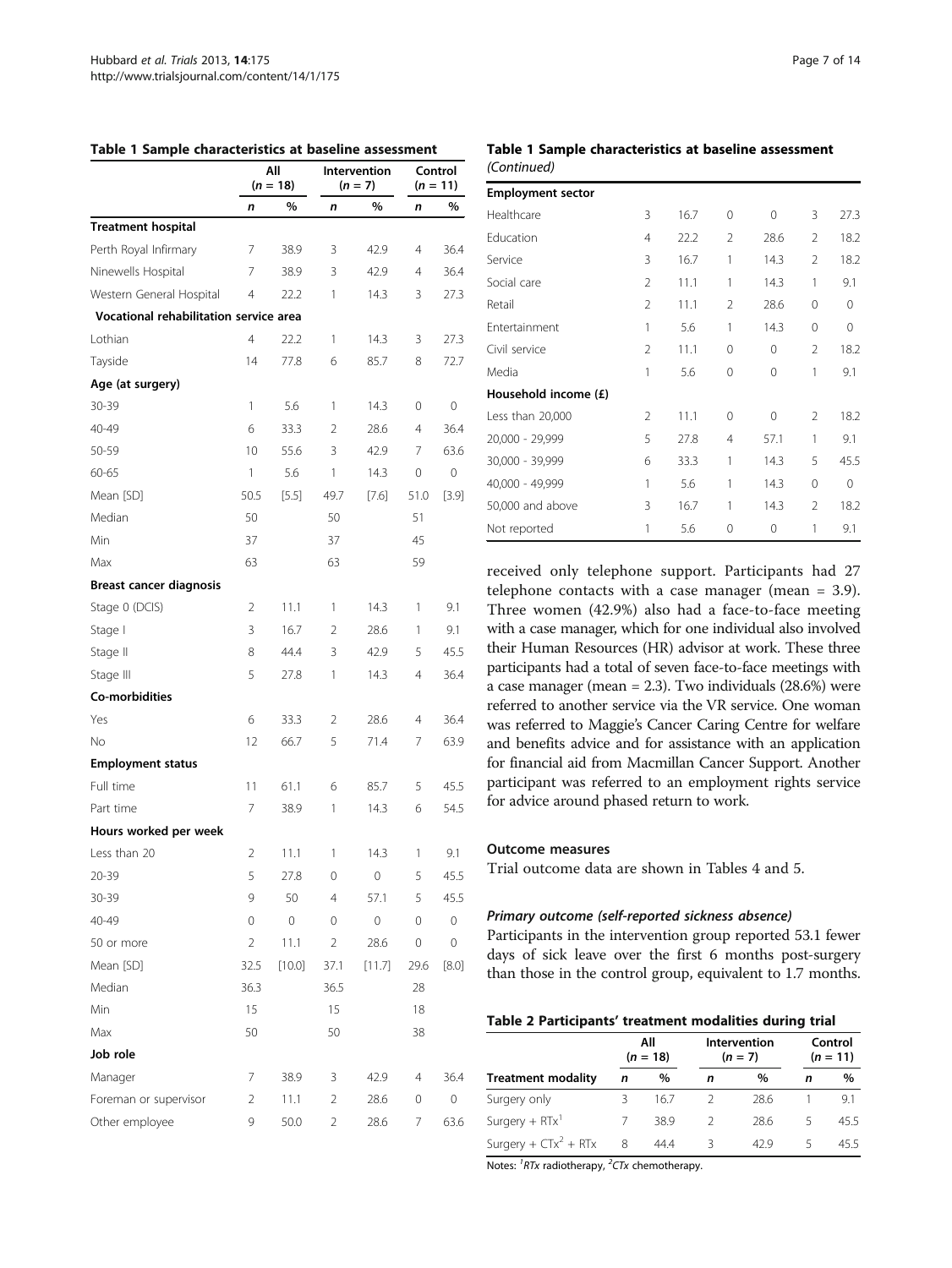**Table 1 Sample characteristics at baseline assessment**

| | All (*n* = 18) | | Intervention (*n* = 7) | | Control (*n* = 11) | |
|---|---|---|---|---|---|---|
| | *n* | % | *n* | % | *n* | % |
| **Treatment hospital** | | | | | | |
| Perth Royal Infirmary | 7 | 38.9 | 3 | 42.9 | 4 | 36.4 |
| Ninewells Hospital | 7 | 38.9 | 3 | 42.9 | 4 | 36.4 |
| Western General Hospital | 4 | 22.2 | 1 | 14.3 | 3 | 27.3 |
| **Vocational rehabilitation service area** | | | | | | |
| Lothian | 4 | 22.2 | 1 | 14.3 | 3 | 27.3 |
| Tayside | 14 | 77.8 | 6 | 85.7 | 8 | 72.7 |
| **Age (at surgery)** | | | | | | |
| 30-39 | 1 | 5.6 | 1 | 14.3 | 0 | 0 |
| 40-49 | 6 | 33.3 | 2 | 28.6 | 4 | 36.4 |
| 50-59 | 10 | 55.6 | 3 | 42.9 | 7 | 63.6 |
| 60-65 | 1 | 5.6 | 1 | 14.3 | 0 | 0 |
| Mean [SD] | 50.5 | [5.5] | 49.7 | [7.6] | 51.0 | [3.9] |
| Median | 50 | | 50 | | 51 | |
| Min | 37 | | 37 | | 45 | |
| Max | 63 | | 63 | | 59 | |
| **Breast cancer diagnosis** | | | | | | |
| Stage 0 (DCIS) | 2 | 11.1 | 1 | 14.3 | 1 | 9.1 |
| Stage I | 3 | 16.7 | 2 | 28.6 | 1 | 9.1 |
| Stage II | 8 | 44.4 | 3 | 42.9 | 5 | 45.5 |
| Stage III | 5 | 27.8 | 1 | 14.3 | 4 | 36.4 |
| **Co-morbidities** | | | | | | |
| Yes | 6 | 33.3 | 2 | 28.6 | 4 | 36.4 |
| No | 12 | 66.7 | 5 | 71.4 | 7 | 63.9 |
| **Employment status** | | | | | | |
| Full time | 11 | 61.1 | 6 | 85.7 | 5 | 45.5 |
| Part time | 7 | 38.9 | 1 | 14.3 | 6 | 54.5 |
| **Hours worked per week** | | | | | | |
| Less than 20 | 2 | 11.1 | 1 | 14.3 | 1 | 9.1 |
| 20-39 | 5 | 27.8 | 0 | 0 | 5 | 45.5 |
| 30-39 | 9 | 50 | 4 | 57.1 | 5 | 45.5 |
| 40-49 | 0 | 0 | 0 | 0 | 0 | 0 |
| 50 or more | 2 | 11.1 | 2 | 28.6 | 0 | 0 |
| Mean [SD] | 32.5 | [10.0] | 37.1 | [11.7] | 29.6 | [8.0] |
| Median | 36.3 | | 36.5 | | 28 | |
| Min | 15 | | 15 | | 18 | |
| Max | 50 | | 50 | | 38 | |
| **Job role** | | | | | | |
| Manager | 7 | 38.9 | 3 | 42.9 | 4 | 36.4 |
| Foreman or supervisor | 2 | 11.1 | 2 | 28.6 | 0 | 0 |
| Other employee | 9 | 50.0 | 2 | 28.6 | 7 | 63.6 |
| **Employment sector** | | | | | | |
| Healthcare | 3 | 16.7 | 0 | 0 | 3 | 27.3 |
| Education | 4 | 22.2 | 2 | 28.6 | 2 | 18.2 |
| Service | 3 | 16.7 | 1 | 14.3 | 2 | 18.2 |
| Social care | 2 | 11.1 | 1 | 14.3 | 1 | 9.1 |
| Retail | 2 | 11.1 | 2 | 28.6 | 0 | 0 |
| Entertainment | 1 | 5.6 | 1 | 14.3 | 0 | 0 |
| Civil service | 2 | 11.1 | 0 | 0 | 2 | 18.2 |
| Media | 1 | 5.6 | 0 | 0 | 1 | 9.1 |
| **Household income (£)** | | | | | | |
| Less than 20,000 | 2 | 11.1 | 0 | 0 | 2 | 18.2 |
| 20,000 - 29,999 | 5 | 27.8 | 4 | 57.1 | 1 | 9.1 |
| 30,000 - 39,999 | 6 | 33.3 | 1 | 14.3 | 5 | 45.5 |
| 40,000 - 49,999 | 1 | 5.6 | 1 | 14.3 | 0 | 0 |
| 50,000 and above | 3 | 16.7 | 1 | 14.3 | 2 | 18.2 |
| Not reported | 1 | 5.6 | 0 | 0 | 1 | 9.1 |

received only telephone support. Participants had 27 telephone contacts with a case manager (mean = 3.9). Three women (42.9%) also had a face-to-face meeting with a case manager, which for one individual also involved their Human Resources (HR) advisor at work. These three participants had a total of seven face-to-face meetings with a case manager (mean = 2.3). Two individuals (28.6%) were referred to another service via the VR service. One woman was referred to Maggie's Cancer Caring Centre for welfare and benefits advice and for assistance with an application for financial aid from Macmillan Cancer Support. Another participant was referred to an employment rights service for advice around phased return to work.

### Outcome measures

Trial outcome data are shown in Tables 4 and 5.

#### *Primary outcome (self-reported sickness absence)*

Participants in the intervention group reported 53.1 fewer days of sick leave over the first 6 months post-surgery than those in the control group, equivalent to 1.7 months.

**Table 2 Participants' treatment modalities during trial**

| | All (*n* = 18) | | Intervention (*n* = 7) | | Control (*n* = 11) | |
|---|---|---|---|---|---|---|
| **Treatment modality** | *n* | % | *n* | % | *n* | % |
| Surgery only | 3 | 16.7 | 2 | 28.6 | 1 | 9.1 |
| Surgery + RTx[1] | 7 | 38.9 | 2 | 28.6 | 5 | 45.5 |
| Surgery + CTx[2] + RTx | 8 | 44.4 | 3 | 42.9 | 5 | 45.5 |

Notes: [1]*RTx* radiotherapy, [2]*CTx* chemotherapy.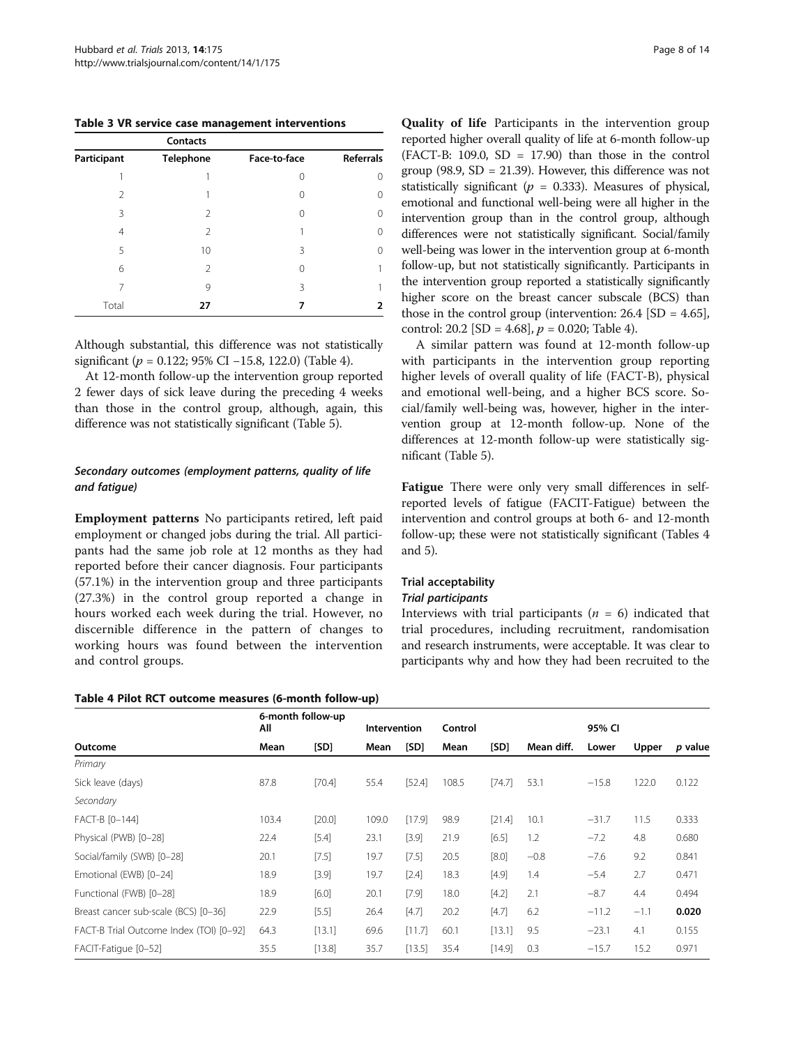**Table 3 VR service case management interventions**

| | Contacts | | |
|---|---|---|---|
| Participant | Telephone | Face-to-face | Referrals |
| 1 | 1 | 0 | 0 |
| 2 | 1 | 0 | 0 |
| 3 | 2 | 0 | 0 |
| 4 | 2 | 1 | 0 |
| 5 | 10 | 3 | 0 |
| 6 | 2 | 0 | 1 |
| 7 | 9 | 3 | 1 |
| Total | **27** | **7** | **2** |

Although substantial, this difference was not statistically significant ($p$ = 0.122; 95% CI −15.8, 122.0) (Table 4).

At 12-month follow-up the intervention group reported 2 fewer days of sick leave during the preceding 4 weeks than those in the control group, although, again, this difference was not statistically significant (Table 5).

#### *Secondary outcomes (employment patterns, quality of life and fatigue)*

**Employment patterns** No participants retired, left paid employment or changed jobs during the trial. All participants had the same job role at 12 months as they had reported before their cancer diagnosis. Four participants (57.1%) in the intervention group and three participants (27.3%) in the control group reported a change in hours worked each week during the trial. However, no discernible difference in the pattern of changes to working hours was found between the intervention and control groups.

**Quality of life** Participants in the intervention group reported higher overall quality of life at 6-month follow-up (FACT-B: 109.0, SD = 17.90) than those in the control group (98.9, SD = 21.39). However, this difference was not statistically significant ($p$ = 0.333). Measures of physical, emotional and functional well-being were all higher in the intervention group than in the control group, although differences were not statistically significant. Social/family well-being was lower in the intervention group at 6-month follow-up, but not statistically significantly. Participants in the intervention group reported a statistically significantly higher score on the breast cancer subscale (BCS) than those in the control group (intervention: 26.4 [SD = 4.65], control: 20.2 [SD = 4.68], $p$ = 0.020; Table 4).

A similar pattern was found at 12-month follow-up with participants in the intervention group reporting higher levels of overall quality of life (FACT-B), physical and emotional well-being, and a higher BCS score. Social/family well-being was, however, higher in the intervention group at 12-month follow-up. None of the differences at 12-month follow-up were statistically significant (Table 5).

**Fatigue** There were only very small differences in self-reported levels of fatigue (FACIT-Fatigue) between the intervention and control groups at both 6- and 12-month follow-up; these were not statistically significant (Tables 4 and 5).

### Trial acceptability

#### *Trial participants*

Interviews with trial participants ($n$ = 6) indicated that trial procedures, including recruitment, randomisation and research instruments, were acceptable. It was clear to participants why and how they had been recruited to the

**Table 4 Pilot RCT outcome measures (6-month follow-up)**

| | 6-month follow-up All | | Intervention | | Control | | | 95% CI | | |
|---|---|---|---|---|---|---|---|---|---|---|
| Outcome | Mean | [SD] | Mean | [SD] | Mean | [SD] | Mean diff. | Lower | Upper | $p$ value |
| *Primary* | | | | | | | | | | |
| Sick leave (days) | 87.8 | [70.4] | 55.4 | [52.4] | 108.5 | [74.7] | 53.1 | −15.8 | 122.0 | 0.122 |
| *Secondary* | | | | | | | | | | |
| FACT-B [0–144] | 103.4 | [20.0] | 109.0 | [17.9] | 98.9 | [21.4] | 10.1 | −31.7 | 11.5 | 0.333 |
| Physical (PWB) [0–28] | 22.4 | [5.4] | 23.1 | [3.9] | 21.9 | [6.5] | 1.2 | −7.2 | 4.8 | 0.680 |
| Social/family (SWB) [0–28] | 20.1 | [7.5] | 19.7 | [7.5] | 20.5 | [8.0] | −0.8 | −7.6 | 9.2 | 0.841 |
| Emotional (EWB) [0–24] | 18.9 | [3.9] | 19.7 | [2.4] | 18.3 | [4.9] | 1.4 | −5.4 | 2.7 | 0.471 |
| Functional (FWB) [0–28] | 18.9 | [6.0] | 20.1 | [7.9] | 18.0 | [4.2] | 2.1 | −8.7 | 4.4 | 0.494 |
| Breast cancer sub-scale (BCS) [0–36] | 22.9 | [5.5] | 26.4 | [4.7] | 20.2 | [4.7] | 6.2 | −11.2 | −1.1 | **0.020** |
| FACT-B Trial Outcome Index (TOI) [0–92] | 64.3 | [13.1] | 69.6 | [11.7] | 60.1 | [13.1] | 9.5 | −23.1 | 4.1 | 0.155 |
| FACIT-Fatigue [0–52] | 35.5 | [13.8] | 35.7 | [13.5] | 35.4 | [14.9] | 0.3 | −15.7 | 15.2 | 0.971 |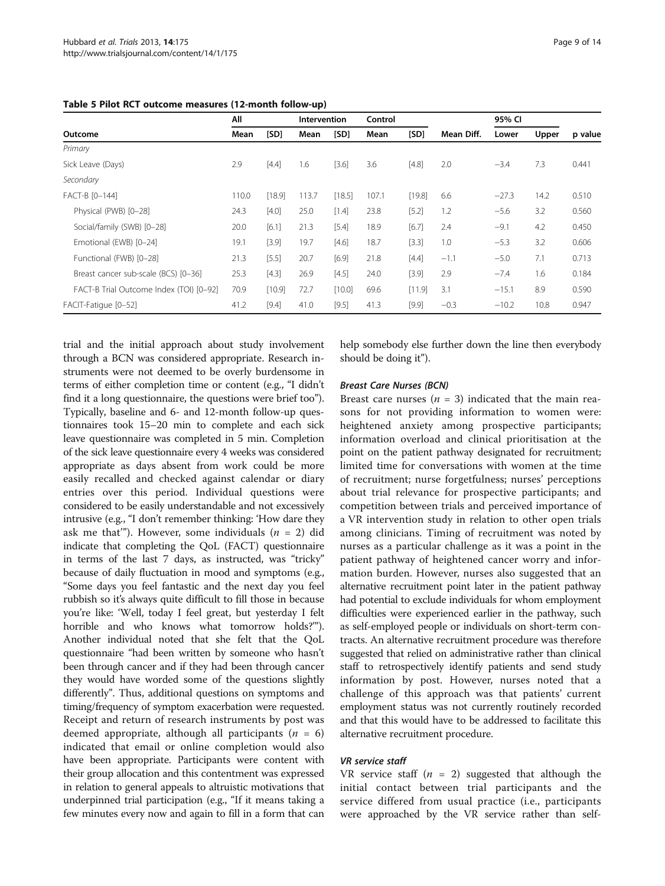**Table 5 Pilot RCT outcome measures (12-month follow-up)**

| | All | | Intervention | | Control | | | 95% CI | | |
|---|---|---|---|---|---|---|---|---|---|---|
| Outcome | Mean | [SD] | Mean | [SD] | Mean | [SD] | Mean Diff. | Lower | Upper | p value |
| *Primary* | | | | | | | | | | |
| Sick Leave (Days) | 2.9 | [4.4] | 1.6 | [3.6] | 3.6 | [4.8] | 2.0 | −3.4 | 7.3 | 0.441 |
| *Secondary* | | | | | | | | | | |
| FACT-B [0–144] | 110.0 | [18.9] | 113.7 | [18.5] | 107.1 | [19.8] | 6.6 | −27.3 | 14.2 | 0.510 |
| Physical (PWB) [0–28] | 24.3 | [4.0] | 25.0 | [1.4] | 23.8 | [5.2] | 1.2 | −5.6 | 3.2 | 0.560 |
| Social/family (SWB) [0–28] | 20.0 | [6.1] | 21.3 | [5.4] | 18.9 | [6.7] | 2.4 | −9.1 | 4.2 | 0.450 |
| Emotional (EWB) [0–24] | 19.1 | [3.9] | 19.7 | [4.6] | 18.7 | [3.3] | 1.0 | −5.3 | 3.2 | 0.606 |
| Functional (FWB) [0–28] | 21.3 | [5.5] | 20.7 | [6.9] | 21.8 | [4.4] | −1.1 | −5.0 | 7.1 | 0.713 |
| Breast cancer sub-scale (BCS) [0–36] | 25.3 | [4.3] | 26.9 | [4.5] | 24.0 | [3.9] | 2.9 | −7.4 | 1.6 | 0.184 |
| FACT-B Trial Outcome Index (TOI) [0–92] | 70.9 | [10.9] | 72.7 | [10.0] | 69.6 | [11.9] | 3.1 | −15.1 | 8.9 | 0.590 |
| FACIT-Fatigue [0–52] | 41.2 | [9.4] | 41.0 | [9.5] | 41.3 | [9.9] | −0.3 | −10.2 | 10.8 | 0.947 |

trial and the initial approach about study involvement through a BCN was considered appropriate. Research instruments were not deemed to be overly burdensome in terms of either completion time or content (e.g., "I didn't find it a long questionnaire, the questions were brief too"). Typically, baseline and 6- and 12-month follow-up questionnaires took 15–20 min to complete and each sick leave questionnaire was completed in 5 min. Completion of the sick leave questionnaire every 4 weeks was considered appropriate as days absent from work could be more easily recalled and checked against calendar or diary entries over this period. Individual questions were considered to be easily understandable and not excessively intrusive (e.g., "I don't remember thinking: 'How dare they ask me that'"). However, some individuals ($n$ = 2) did indicate that completing the QoL (FACT) questionnaire in terms of the last 7 days, as instructed, was "tricky" because of daily fluctuation in mood and symptoms (e.g., "Some days you feel fantastic and the next day you feel rubbish so it's always quite difficult to fill those in because you're like: 'Well, today I feel great, but yesterday I felt horrible and who knows what tomorrow holds?'"). Another individual noted that she felt that the QoL questionnaire "had been written by someone who hasn't been through cancer and if they had been through cancer they would have worded some of the questions slightly differently". Thus, additional questions on symptoms and timing/frequency of symptom exacerbation were requested. Receipt and return of research instruments by post was deemed appropriate, although all participants ($n$ = 6) indicated that email or online completion would also have been appropriate. Participants were content with their group allocation and this contentment was expressed in relation to general appeals to altruistic motivations that underpinned trial participation (e.g., "If it means taking a few minutes every now and again to fill in a form that can help somebody else further down the line then everybody should be doing it").

#### Breast Care Nurses (BCN)

Breast care nurses ($n$ = 3) indicated that the main reasons for not providing information to women were: heightened anxiety among prospective participants; information overload and clinical prioritisation at the point on the patient pathway designated for recruitment; limited time for conversations with women at the time of recruitment; nurse forgetfulness; nurses' perceptions about trial relevance for prospective participants; and competition between trials and perceived importance of a VR intervention study in relation to other open trials among clinicians. Timing of recruitment was noted by nurses as a particular challenge as it was a point in the patient pathway of heightened cancer worry and information burden. However, nurses also suggested that an alternative recruitment point later in the patient pathway had potential to exclude individuals for whom employment difficulties were experienced earlier in the pathway, such as self-employed people or individuals on short-term contracts. An alternative recruitment procedure was therefore suggested that relied on administrative rather than clinical staff to retrospectively identify patients and send study information by post. However, nurses noted that a challenge of this approach was that patients' current employment status was not currently routinely recorded and that this would have to be addressed to facilitate this alternative recruitment procedure.

#### VR service staff

VR service staff ($n$ = 2) suggested that although the initial contact between trial participants and the service differed from usual practice (i.e., participants were approached by the VR service rather than self-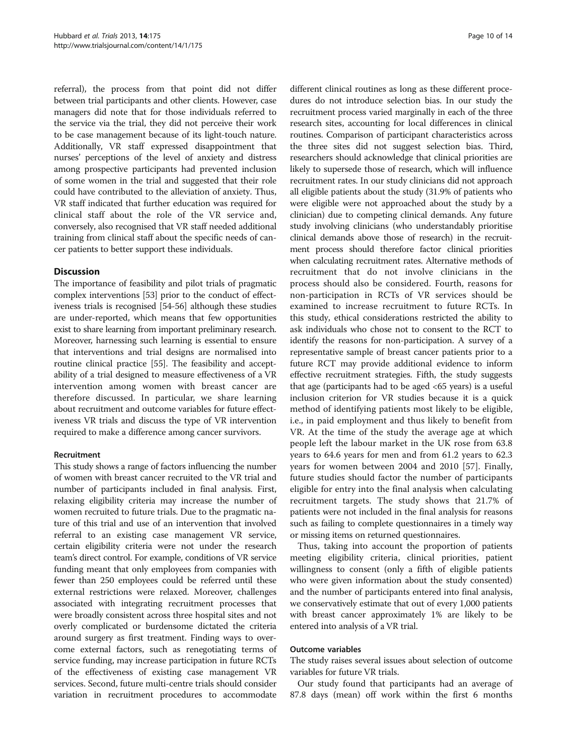referral), the process from that point did not differ between trial participants and other clients. However, case managers did note that for those individuals referred to the service via the trial, they did not perceive their work to be case management because of its light-touch nature. Additionally, VR staff expressed disappointment that nurses' perceptions of the level of anxiety and distress among prospective participants had prevented inclusion of some women in the trial and suggested that their role could have contributed to the alleviation of anxiety. Thus, VR staff indicated that further education was required for clinical staff about the role of the VR service and, conversely, also recognised that VR staff needed additional training from clinical staff about the specific needs of cancer patients to better support these individuals.

## Discussion

The importance of feasibility and pilot trials of pragmatic complex interventions [53] prior to the conduct of effectiveness trials is recognised [54-56] although these studies are under-reported, which means that few opportunities exist to share learning from important preliminary research. Moreover, harnessing such learning is essential to ensure that interventions and trial designs are normalised into routine clinical practice [55]. The feasibility and acceptability of a trial designed to measure effectiveness of a VR intervention among women with breast cancer are therefore discussed. In particular, we share learning about recruitment and outcome variables for future effectiveness VR trials and discuss the type of VR intervention required to make a difference among cancer survivors.

### Recruitment

This study shows a range of factors influencing the number of women with breast cancer recruited to the VR trial and number of participants included in final analysis. First, relaxing eligibility criteria may increase the number of women recruited to future trials. Due to the pragmatic nature of this trial and use of an intervention that involved referral to an existing case management VR service, certain eligibility criteria were not under the research team's direct control. For example, conditions of VR service funding meant that only employees from companies with fewer than 250 employees could be referred until these external restrictions were relaxed. Moreover, challenges associated with integrating recruitment processes that were broadly consistent across three hospital sites and not overly complicated or burdensome dictated the criteria around surgery as first treatment. Finding ways to overcome external factors, such as renegotiating terms of service funding, may increase participation in future RCTs of the effectiveness of existing case management VR services. Second, future multi-centre trials should consider variation in recruitment procedures to accommodate different clinical routines as long as these different procedures do not introduce selection bias. In our study the recruitment process varied marginally in each of the three research sites, accounting for local differences in clinical routines. Comparison of participant characteristics across the three sites did not suggest selection bias. Third, researchers should acknowledge that clinical priorities are likely to supersede those of research, which will influence recruitment rates. In our study clinicians did not approach all eligible patients about the study (31.9% of patients who were eligible were not approached about the study by a clinician) due to competing clinical demands. Any future study involving clinicians (who understandably prioritise clinical demands above those of research) in the recruitment process should therefore factor clinical priorities when calculating recruitment rates. Alternative methods of recruitment that do not involve clinicians in the process should also be considered. Fourth, reasons for non-participation in RCTs of VR services should be examined to increase recruitment to future RCTs. In this study, ethical considerations restricted the ability to ask individuals who chose not to consent to the RCT to identify the reasons for non-participation. A survey of a representative sample of breast cancer patients prior to a future RCT may provide additional evidence to inform effective recruitment strategies. Fifth, the study suggests that age (participants had to be aged <65 years) is a useful inclusion criterion for VR studies because it is a quick method of identifying patients most likely to be eligible, i.e., in paid employment and thus likely to benefit from VR. At the time of the study the average age at which people left the labour market in the UK rose from 63.8 years to 64.6 years for men and from 61.2 years to 62.3 years for women between 2004 and 2010 [57]. Finally, future studies should factor the number of participants eligible for entry into the final analysis when calculating recruitment targets. The study shows that 21.7% of patients were not included in the final analysis for reasons such as failing to complete questionnaires in a timely way or missing items on returned questionnaires.

Thus, taking into account the proportion of patients meeting eligibility criteria, clinical priorities, patient willingness to consent (only a fifth of eligible patients who were given information about the study consented) and the number of participants entered into final analysis, we conservatively estimate that out of every 1,000 patients with breast cancer approximately 1% are likely to be entered into analysis of a VR trial.

### Outcome variables

The study raises several issues about selection of outcome variables for future VR trials.

Our study found that participants had an average of 87.8 days (mean) off work within the first 6 months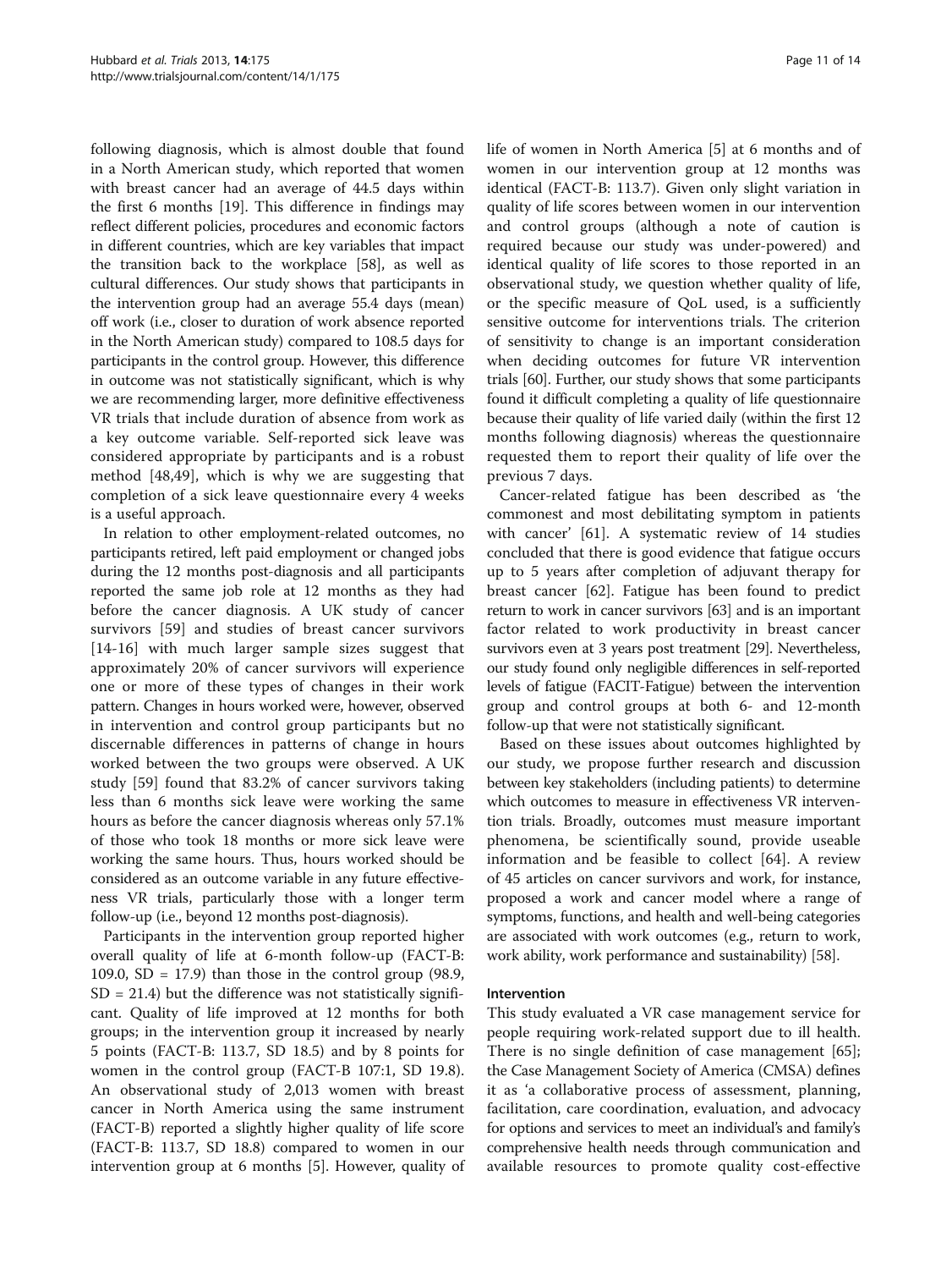following diagnosis, which is almost double that found in a North American study, which reported that women with breast cancer had an average of 44.5 days within the first 6 months [19]. This difference in findings may reflect different policies, procedures and economic factors in different countries, which are key variables that impact the transition back to the workplace [58], as well as cultural differences. Our study shows that participants in the intervention group had an average 55.4 days (mean) off work (i.e., closer to duration of work absence reported in the North American study) compared to 108.5 days for participants in the control group. However, this difference in outcome was not statistically significant, which is why we are recommending larger, more definitive effectiveness VR trials that include duration of absence from work as a key outcome variable. Self-reported sick leave was considered appropriate by participants and is a robust method [48,49], which is why we are suggesting that completion of a sick leave questionnaire every 4 weeks is a useful approach.

In relation to other employment-related outcomes, no participants retired, left paid employment or changed jobs during the 12 months post-diagnosis and all participants reported the same job role at 12 months as they had before the cancer diagnosis. A UK study of cancer survivors [59] and studies of breast cancer survivors [14-16] with much larger sample sizes suggest that approximately 20% of cancer survivors will experience one or more of these types of changes in their work pattern. Changes in hours worked were, however, observed in intervention and control group participants but no discernable differences in patterns of change in hours worked between the two groups were observed. A UK study [59] found that 83.2% of cancer survivors taking less than 6 months sick leave were working the same hours as before the cancer diagnosis whereas only 57.1% of those who took 18 months or more sick leave were working the same hours. Thus, hours worked should be considered as an outcome variable in any future effectiveness VR trials, particularly those with a longer term follow-up (i.e., beyond 12 months post-diagnosis).

Participants in the intervention group reported higher overall quality of life at 6-month follow-up (FACT-B: 109.0, SD = 17.9) than those in the control group (98.9, SD = 21.4) but the difference was not statistically significant. Quality of life improved at 12 months for both groups; in the intervention group it increased by nearly 5 points (FACT-B: 113.7, SD 18.5) and by 8 points for women in the control group (FACT-B 107:1, SD 19.8). An observational study of 2,013 women with breast cancer in North America using the same instrument (FACT-B) reported a slightly higher quality of life score (FACT-B: 113.7, SD 18.8) compared to women in our intervention group at 6 months [5]. However, quality of life of women in North America [5] at 6 months and of women in our intervention group at 12 months was identical (FACT-B: 113.7). Given only slight variation in quality of life scores between women in our intervention and control groups (although a note of caution is required because our study was under-powered) and identical quality of life scores to those reported in an observational study, we question whether quality of life, or the specific measure of QoL used, is a sufficiently sensitive outcome for interventions trials. The criterion of sensitivity to change is an important consideration when deciding outcomes for future VR intervention trials [60]. Further, our study shows that some participants found it difficult completing a quality of life questionnaire because their quality of life varied daily (within the first 12 months following diagnosis) whereas the questionnaire requested them to report their quality of life over the previous 7 days.

Cancer-related fatigue has been described as 'the commonest and most debilitating symptom in patients with cancer' [61]. A systematic review of 14 studies concluded that there is good evidence that fatigue occurs up to 5 years after completion of adjuvant therapy for breast cancer [62]. Fatigue has been found to predict return to work in cancer survivors [63] and is an important factor related to work productivity in breast cancer survivors even at 3 years post treatment [29]. Nevertheless, our study found only negligible differences in self-reported levels of fatigue (FACIT-Fatigue) between the intervention group and control groups at both 6- and 12-month follow-up that were not statistically significant.

Based on these issues about outcomes highlighted by our study, we propose further research and discussion between key stakeholders (including patients) to determine which outcomes to measure in effectiveness VR intervention trials. Broadly, outcomes must measure important phenomena, be scientifically sound, provide useable information and be feasible to collect [64]. A review of 45 articles on cancer survivors and work, for instance, proposed a work and cancer model where a range of symptoms, functions, and health and well-being categories are associated with work outcomes (e.g., return to work, work ability, work performance and sustainability) [58].

### Intervention

This study evaluated a VR case management service for people requiring work-related support due to ill health. There is no single definition of case management [65]; the Case Management Society of America (CMSA) defines it as 'a collaborative process of assessment, planning, facilitation, care coordination, evaluation, and advocacy for options and services to meet an individual's and family's comprehensive health needs through communication and available resources to promote quality cost-effective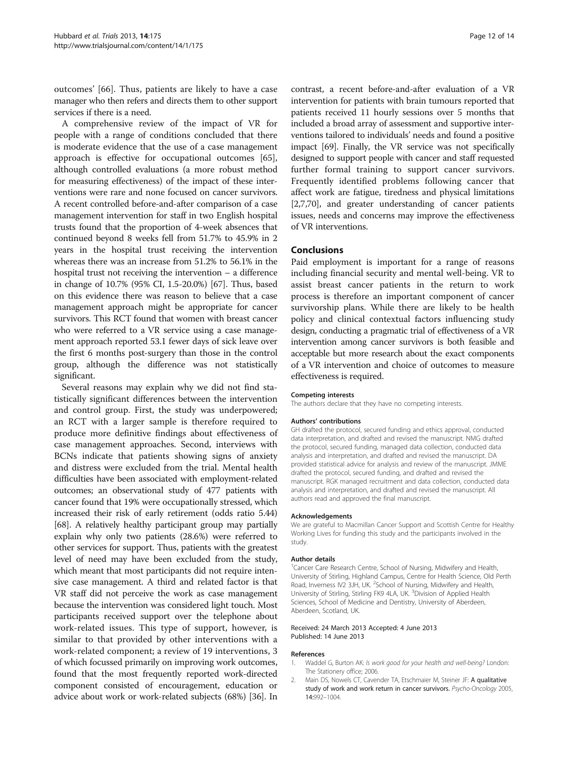outcomes' [66]. Thus, patients are likely to have a case manager who then refers and directs them to other support services if there is a need.

A comprehensive review of the impact of VR for people with a range of conditions concluded that there is moderate evidence that the use of a case management approach is effective for occupational outcomes [65], although controlled evaluations (a more robust method for measuring effectiveness) of the impact of these interventions were rare and none focused on cancer survivors. A recent controlled before-and-after comparison of a case management intervention for staff in two English hospital trusts found that the proportion of 4-week absences that continued beyond 8 weeks fell from 51.7% to 45.9% in 2 years in the hospital trust receiving the intervention whereas there was an increase from 51.2% to 56.1% in the hospital trust not receiving the intervention – a difference in change of 10.7% (95% CI, 1.5-20.0%) [67]. Thus, based on this evidence there was reason to believe that a case management approach might be appropriate for cancer survivors. This RCT found that women with breast cancer who were referred to a VR service using a case management approach reported 53.1 fewer days of sick leave over the first 6 months post-surgery than those in the control group, although the difference was not statistically significant.

Several reasons may explain why we did not find statistically significant differences between the intervention and control group. First, the study was underpowered; an RCT with a larger sample is therefore required to produce more definitive findings about effectiveness of case management approaches. Second, interviews with BCNs indicate that patients showing signs of anxiety and distress were excluded from the trial. Mental health difficulties have been associated with employment-related outcomes; an observational study of 477 patients with cancer found that 19% were occupationally stressed, which increased their risk of early retirement (odds ratio 5.44) [68]. A relatively healthy participant group may partially explain why only two patients (28.6%) were referred to other services for support. Thus, patients with the greatest level of need may have been excluded from the study, which meant that most participants did not require intensive case management. A third and related factor is that VR staff did not perceive the work as case management because the intervention was considered light touch. Most participants received support over the telephone about work-related issues. This type of support, however, is similar to that provided by other interventions with a work-related component; a review of 19 interventions, 3 of which focussed primarily on improving work outcomes, found that the most frequently reported work-directed component consisted of encouragement, education or advice about work or work-related subjects (68%) [36]. In contrast, a recent before-and-after evaluation of a VR intervention for patients with brain tumours reported that patients received 11 hourly sessions over 5 months that included a broad array of assessment and supportive interventions tailored to individuals' needs and found a positive impact [69]. Finally, the VR service was not specifically designed to support people with cancer and staff requested further formal training to support cancer survivors. Frequently identified problems following cancer that affect work are fatigue, tiredness and physical limitations [2,7,70], and greater understanding of cancer patients issues, needs and concerns may improve the effectiveness of VR interventions.

## Conclusions

Paid employment is important for a range of reasons including financial security and mental well-being. VR to assist breast cancer patients in the return to work process is therefore an important component of cancer survivorship plans. While there are likely to be health policy and clinical contextual factors influencing study design, conducting a pragmatic trial of effectiveness of a VR intervention among cancer survivors is both feasible and acceptable but more research about the exact components of a VR intervention and choice of outcomes to measure effectiveness is required.

#### Competing interests

The authors declare that they have no competing interests.

#### Authors' contributions

GH drafted the protocol, secured funding and ethics approval, conducted data interpretation, and drafted and revised the manuscript. NMG drafted the protocol, secured funding, managed data collection, conducted data analysis and interpretation, and drafted and revised the manuscript. DA provided statistical advice for analysis and review of the manuscript. JMME drafted the protocol, secured funding, and drafted and revised the manuscript. RGK managed recruitment and data collection, conducted data analysis and interpretation, and drafted and revised the manuscript. All authors read and approved the final manuscript.

#### Acknowledgements

We are grateful to Macmillan Cancer Support and Scottish Centre for Healthy Working Lives for funding this study and the participants involved in the study.

#### Author details

[1]Cancer Care Research Centre, School of Nursing, Midwifery and Health, University of Stirling, Highland Campus, Centre for Health Science, Old Perth Road, Inverness IV2 3JH, UK. [2]School of Nursing, Midwifery and Health, University of Stirling, Stirling FK9 4LA, UK. [3]Division of Applied Health Sciences, School of Medicine and Dentistry, University of Aberdeen, Aberdeen, Scotland, UK.

Received: 24 March 2013 Accepted: 4 June 2013
Published: 14 June 2013

#### References

1. Waddel G, Burton AK: *Is work good for your health and well-being?* London: The Stationery office; 2006.
2. Main DS, Nowels CT, Cavender TA, Etschmaier M, Steiner JF: **A qualitative study of work and work return in cancer survivors.** *Psycho-Oncology* 2005, **14:**992–1004.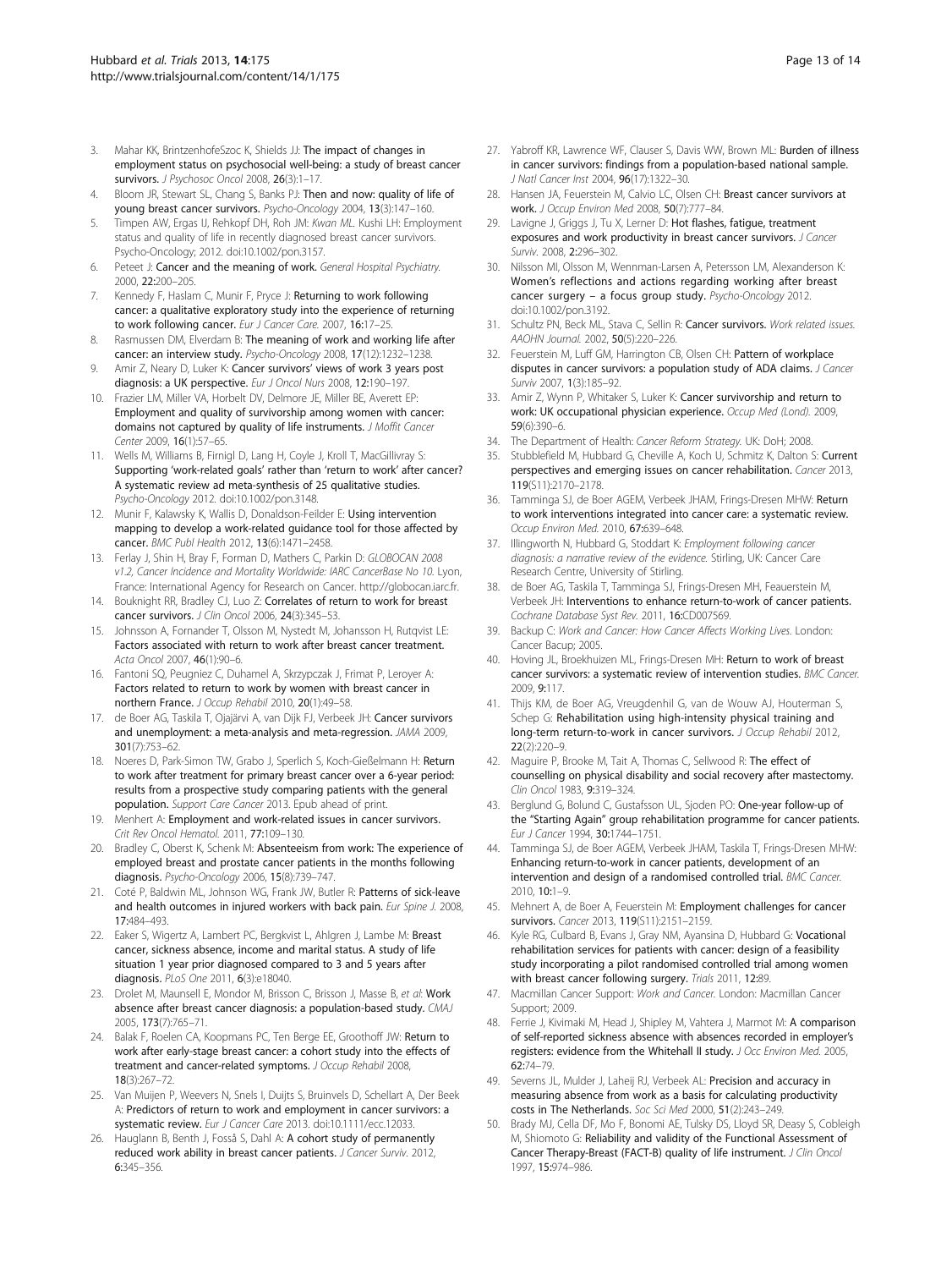3. Mahar KK, BrintzenhofeSzoc K, Shields JJ: **The impact of changes in employment status on psychosocial well-being: a study of breast cancer survivors.** *J Psychosoc Oncol* 2008, **26**(3):1–17.
4. Bloom JR, Stewart SL, Chang S, Banks PJ: **Then and now: quality of life of young breast cancer survivors.** *Psycho-Oncology* 2004, **13**(3):147–160.
5. Timpen AW, Ergas IJ, Rehkopf DH, Roh JM: *Kwan ML*. Kushi LH: Employment status and quality of life in recently diagnosed breast cancer survivors. Psycho-Oncology; 2012. doi:10.1002/pon.3157.
6. Peteet J: **Cancer and the meaning of work.** *General Hospital Psychiatry.* 2000, **22:**200–205.
7. Kennedy F, Haslam C, Munir F, Pryce J: **Returning to work following cancer: a qualitative exploratory study into the experience of returning to work following cancer.** *Eur J Cancer Care.* 2007, **16:**17–25.
8. Rasmussen DM, Elverdam B: **The meaning of work and working life after cancer: an interview study.** *Psycho-Oncology* 2008, **17**(12):1232–1238.
9. Amir Z, Neary D, Luker K: **Cancer survivors' views of work 3 years post diagnosis: a UK perspective.** *Eur J Oncol Nurs* 2008, **12:**190–197.
10. Frazier LM, Miller VA, Horbelt DV, Delmore JE, Miller BE, Averett EP: **Employment and quality of survivorship among women with cancer: domains not captured by quality of life instruments.** *J Moffit Cancer Center* 2009, **16**(1):57–65.
11. Wells M, Williams B, Firnigl D, Lang H, Coyle J, Kroll T, MacGillivray S: **Supporting 'work-related goals' rather than 'return to work' after cancer? A systematic review ad meta-synthesis of 25 qualitative studies.** *Psycho-Oncology* 2012. doi:10.1002/pon.3148.
12. Munir F, Kalawsky K, Wallis D, Donaldson-Feilder E: **Using intervention mapping to develop a work-related guidance tool for those affected by cancer.** *BMC Publ Health* 2012, **13**(6):1471–2458.
13. Ferlay J, Shin H, Bray F, Forman D, Mathers C, Parkin D: *GLOBOCAN 2008 v1.2, Cancer Incidence and Mortality Worldwide: IARC CancerBase No 10.* Lyon, France: International Agency for Research on Cancer. http://globocan.iarc.fr.
14. Bouknight RR, Bradley CJ, Luo Z: **Correlates of return to work for breast cancer survivors.** *J Clin Oncol* 2006, **24**(3):345–53.
15. Johnsson A, Fornander T, Olsson M, Nystedt M, Johansson H, Rutqvist LE: **Factors associated with return to work after breast cancer treatment.** *Acta Oncol* 2007, **46**(1):90–6.
16. Fantoni SQ, Peugniez C, Duhamel A, Skrzypczak J, Frimat P, Leroyer A: **Factors related to return to work by women with breast cancer in northern France.** *J Occup Rehabil* 2010, **20**(1):49–58.
17. de Boer AG, Taskila T, Ojajärvi A, van Dijk FJ, Verbeek JH: **Cancer survivors and unemployment: a meta-analysis and meta-regression.** *JAMA* 2009, **301**(7):753–62.
18. Noeres D, Park-Simon TW, Grabo J, Sperlich S, Koch-Gießelmann H: **Return to work after treatment for primary breast cancer over a 6-year period: results from a prospective study comparing patients with the general population.** *Support Care Cancer* 2013. Epub ahead of print.
19. Menhert A: **Employment and work-related issues in cancer survivors.** *Crit Rev Oncol Hematol.* 2011, **77:**109–130.
20. Bradley C, Oberst K, Schenk M: **Absenteeism from work: The experience of employed breast and prostate cancer patients in the months following diagnosis.** *Psycho-Oncology* 2006, **15**(8):739–747.
21. Coté P, Baldwin ML, Johnson WG, Frank JW, Butler R: **Patterns of sick-leave and health outcomes in injured workers with back pain.** *Eur Spine J.* 2008, **17:**484–493.
22. Eaker S, Wigertz A, Lambert PC, Bergkvist L, Ahlgren J, Lambe M: **Breast cancer, sickness absence, income and marital status. A study of life situation 1 year prior diagnosed compared to 3 and 5 years after diagnosis.** *PLoS One* 2011, **6**(3):e18040.
23. Drolet M, Maunsell E, Mondor M, Brisson C, Brisson J, Masse B, *et al*: **Work absence after breast cancer diagnosis: a population-based study.** *CMAJ* 2005, **173**(7):765–71.
24. Balak F, Roelen CA, Koopmans PC, Ten Berge EE, Groothoff JW: **Return to work after early-stage breast cancer: a cohort study into the effects of treatment and cancer-related symptoms.** *J Occup Rehabil* 2008, **18**(3):267–72.
25. Van Muijen P, Weevers N, Snels I, Duijts S, Bruinvels D, Schellart A, Der Beek A: **Predictors of return to work and employment in cancer survivors: a systematic review.** *Eur J Cancer Care* 2013. doi:10.1111/ecc.12033.
26. Hauglann B, Benth J, Fosså S, Dahl A: **A cohort study of permanently reduced work ability in breast cancer patients.** *J Cancer Surviv.* 2012, **6:**345–356.
27. Yabroff KR, Lawrence WF, Clauser S, Davis WW, Brown ML: **Burden of illness in cancer survivors: findings from a population-based national sample.** *J Natl Cancer Inst* 2004, **96**(17):1322–30.
28. Hansen JA, Feuerstein M, Calvio LC, Olsen CH: **Breast cancer survivors at work.** *J Occup Environ Med* 2008, **50**(7):777–84.
29. Lavigne J, Griggs J, Tu X, Lerner D: **Hot flashes, fatigue, treatment exposures and work productivity in breast cancer survivors.** *J Cancer Surviv.* 2008, **2:**296–302.
30. Nilsson MI, Olsson M, Wennman-Larsen A, Petersson LM, Alexanderson K: **Women's reflections and actions regarding working after breast cancer surgery – a focus group study.** *Psycho-Oncology* 2012. doi:10.1002/pon.3192.
31. Schultz PN, Beck ML, Stava C, Sellin R: **Cancer survivors.** *Work related issues. AAOHN Journal.* 2002, **50**(5):220–226.
32. Feuerstein M, Luff GM, Harrington CB, Olsen CH: **Pattern of workplace disputes in cancer survivors: a population study of ADA claims.** *J Cancer Surviv* 2007, **1**(3):185–92.
33. Amir Z, Wynn P, Whitaker S, Luker K: **Cancer survivorship and return to work: UK occupational physician experience.** *Occup Med (Lond).* 2009, **59**(6):390–6.
34. The Department of Health: *Cancer Reform Strategy.* UK: DoH; 2008.
35. Stubblefield M, Hubbard G, Cheville A, Koch U, Schmitz K, Dalton S: **Current perspectives and emerging issues on cancer rehabilitation.** *Cancer* 2013, **119**(S11):2170–2178.
36. Tamminga SJ, de Boer AGEM, Verbeek JHAM, Frings-Dresen MHW: **Return to work interventions integrated into cancer care: a systematic review.** *Occup Environ Med.* 2010, **67:**639–648.
37. Illingworth N, Hubbard G, Stoddart K: *Employment following cancer diagnosis: a narrative review of the evidence.* Stirling, UK: Cancer Care Research Centre, University of Stirling.
38. de Boer AG, Taskila T, Tamminga SJ, Frings-Dresen MH, Feauerstein M, Verbeek JH: **Interventions to enhance return-to-work of cancer patients.** *Cochrane Database Syst Rev.* 2011, **16:**CD007569.
39. Backup C: *Work and Cancer: How Cancer Affects Working Lives.* London: Cancer Bacup; 2005.
40. Hoving JL, Broekhuizen ML, Frings-Dresen MH: **Return to work of breast cancer survivors: a systematic review of intervention studies.** *BMC Cancer.* 2009, **9:**117.
41. Thijs KM, de Boer AG, Vreugdenhil G, van de Wouw AJ, Houterman S, Schep G: **Rehabilitation using high-intensity physical training and long-term return-to-work in cancer survivors.** *J Occup Rehabil* 2012, **22**(2):220–9.
42. Maguire P, Brooke M, Tait A, Thomas C, Sellwood R: **The effect of counselling on physical disability and social recovery after mastectomy.** *Clin Oncol* 1983, **9:**319–324.
43. Berglund G, Bolund C, Gustafsson UL, Sjoden PO: **One-year follow-up of the "Starting Again" group rehabilitation programme for cancer patients.** *Eur J Cancer* 1994, **30:**1744–1751.
44. Tamminga SJ, de Boer AGEM, Verbeek JHAM, Taskila T, Frings-Dresen MHW: **Enhancing return-to-work in cancer patients, development of an intervention and design of a randomised controlled trial.** *BMC Cancer.* 2010, **10:**1–9.
45. Mehnert A, de Boer A, Feuerstein M: **Employment challenges for cancer survivors.** *Cancer* 2013, **119**(S11):2151–2159.
46. Kyle RG, Culbard B, Evans J, Gray NM, Ayansina D, Hubbard G: **Vocational rehabilitation services for patients with cancer: design of a feasibility study incorporating a pilot randomised controlled trial among women with breast cancer following surgery.** *Trials* 2011, **12:**89.
47. Macmillan Cancer Support: *Work and Cancer.* London: Macmillan Cancer Support; 2009.
48. Ferrie J, Kivimaki M, Head J, Shipley M, Vahtera J, Marmot M: **A comparison of self-reported sickness absence with absences recorded in employer's registers: evidence from the Whitehall II study.** *J Occ Environ Med.* 2005, **62:**74–79.
49. Severns JL, Mulder J, Laheij RJ, Verbeek AL: **Precision and accuracy in measuring absence from work as a basis for calculating productivity costs in The Netherlands.** *Soc Sci Med* 2000, **51**(2):243–249.
50. Brady MJ, Cella DF, Mo F, Bonomi AE, Tulsky DS, Lloyd SR, Deasy S, Cobleigh M, Shiomoto G: **Reliability and validity of the Functional Assessment of Cancer Therapy-Breast (FACT-B) quality of life instrument.** *J Clin Oncol* 1997, **15:**974–986.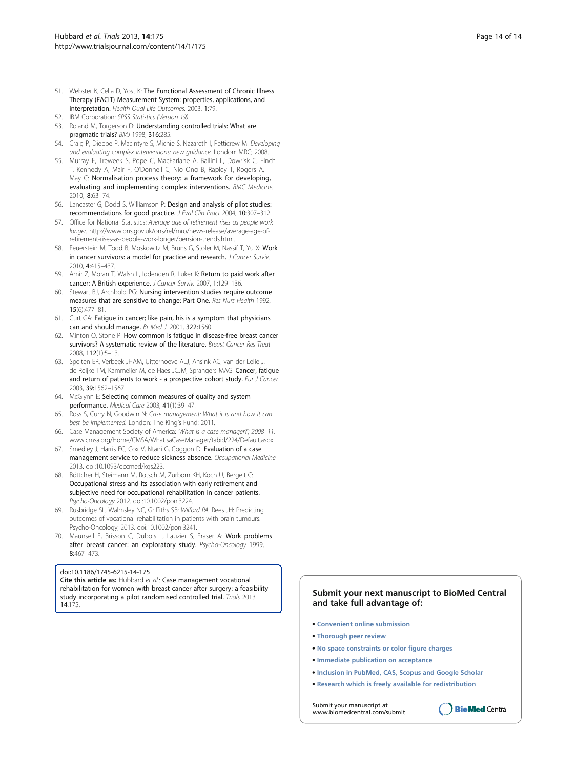51. Webster K, Cella D, Yost K: **The Functional Assessment of Chronic Illness Therapy (FACIT) Measurement System: properties, applications, and interpretation.** *Health Qual Life Outcomes.* 2003, **1**:79.
52. IBM Corporation: *SPSS Statistics (Version 19).*
53. Roland M, Torgerson D: **Understanding controlled trials: What are pragmatic trials?** *BMJ* 1998, **316**:285.
54. Craig P, Dieppe P, MacIntyre S, Michie S, Nazareth I, Petticrew M: *Developing and evaluating complex interventions: new guidance.* London: MRC; 2008.
55. Murray E, Treweek S, Pope C, MacFarlane A, Ballini L, Dowrisk C, Finch T, Kennedy A, Mair F, O'Donnell C, Nio Ong B, Rapley T, Rogers A, May C: **Normalisation process theory: a framework for developing, evaluating and implementing complex interventions.** *BMC Medicine.* 2010, **8**:63–74.
56. Lancaster G, Dodd S, Williamson P: **Design and analysis of pilot studies: recommendations for good practice.** *J Eval Clin Pract* 2004, **10**:307–312.
57. Office for National Statistics: *Average age of retirement rises as people work longer.* http://www.ons.gov.uk/ons/rel/mro/news-release/average-age-of-retirement-rises-as-people-work-longer/pension-trends.html.
58. Feuerstein M, Todd B, Moskowitz M, Bruns G, Stoler M, Nassif T, Yu X: **Work in cancer survivors: a model for practice and research.** *J Cancer Surviv.* 2010, **4**:415–437.
59. Amir Z, Moran T, Walsh L, Iddenden R, Luker K: **Return to paid work after cancer: A British experience.** *J Cancer Surviv.* 2007, **1**:129–136.
60. Stewart BJ, Archbold PG: **Nursing intervention studies require outcome measures that are sensitive to change: Part One.** *Res Nurs Health* 1992, **15**(6):477–81.
61. Curt GA: **Fatigue in cancer; like pain, his is a symptom that physicians can and should manage.** *Br Med J.* 2001, **322**:1560.
62. Minton O, Stone P: **How common is fatigue in disease-free breast cancer survivors? A systematic review of the literature.** *Breast Cancer Res Treat* 2008, **112**(1):5–13.
63. Spelten ER, Verbeek JHAM, Uitterhoeve ALJ, Ansink AC, van der Lelie J, de Reijke TM, Kammeijer M, de Haes JCJM, Sprangers MAG: **Cancer, fatigue and return of patients to work - a prospective cohort study.** *Eur J Cancer* 2003, **39**:1562–1567.
64. McGlynn E: **Selecting common measures of quality and system performance.** *Medical Care* 2003, **41**(1):39–47.
65. Ross S, Curry N, Goodwin N: *Case management: What it is and how it can best be implemented.* London: The King's Fund; 2011.
66. Case Management Society of America: *'What is a case manager?'; 2008–11.* www.cmsa.org/Home/CMSA/WhatisaCaseManager/tabid/224/Default.aspx.
67. Smedley J, Harris EC, Cox V, Ntani G, Coggon D: **Evaluation of a case management service to reduce sickness absence.** *Occupational Medicine* 2013. doi:10.1093/occmed/kqs223.
68. Böttcher H, Steimann M, Rotsch M, Zurborn KH, Koch U, Bergelt C: **Occupational stress and its association with early retirement and subjective need for occupational rehabilitation in cancer patients.** *Psycho-Oncology* 2012. doi:10.1002/pon.3224.
69. Rusbridge SL, Walmsley NC, Griffiths SB: *Wilford PA.* Rees JH: Predicting outcomes of vocational rehabilitation in patients with brain tumours. Psycho-Oncology; 2013. doi:10.1002/pon.3241.
70. Maunsell E, Brisson C, Dubois L, Lauzier S, Fraser A: **Work problems after breast cancer: an exploratory study.** *Psycho-Oncology* 1999, **8**:467–473.

doi:10.1186/1745-6215-14-175
**Cite this article as:** Hubbard *et al.*: Case management vocational rehabilitation for women with breast cancer after surgery: a feasibility study incorporating a pilot randomised controlled trial. *Trials* 2013 **14**:175.